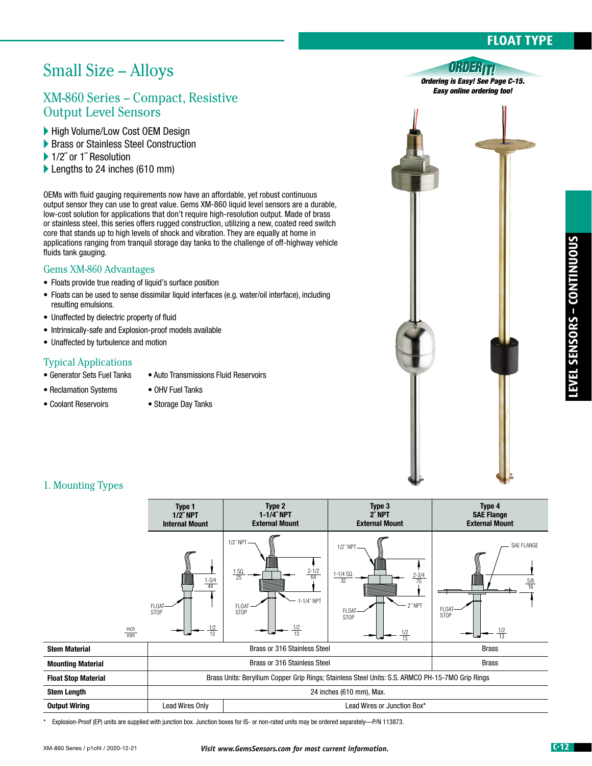# Small Size – Alloys

## XM-860 Series – Compact, Resistive Output Level Sensors

- High Volume/Low Cost OEM Design
- Brass or Stainless Steel Construction
- 1/2˝ or 1˝ Resolution
- Lengths to 24 inches (610 mm)

**ORDER IT!** *Ordering is Easy! See Page C-15. Easy online ordering too!*

OEMs with fluid gauging requirements now have an affordable, yet robust continuous output sensor they can use to great value. Gems XM-860 liquid level sensors are a durable, low-cost solution for applications that don't require high-resolution output. Made of brass or stainless steel, this series offers rugged construction, utilizing a new, coated reed switch core that stands up to high levels of shock and vibration. They are equally at home in applications ranging from tranquil storage day tanks to the challenge of off-highway vehicle fluids tank gauging.

### Gems XM-860 Advantages

- Floats provide true reading of liquid's surface position
- Floats can be used to sense dissimilar liquid interfaces (e.g. water/oil interface), including resulting emulsions.
- Unaffected by dielectric property of fluid
- Intrinsically-safe and Explosion-proof models available
- Unaffected by turbulence and motion

### Typical Applications

- Generator Sets Fuel Tanks
- Reclamation Systems
- Coolant Reservoirs
- Auto Transmissions Fluid Reservoirs
- OHV Fuel Tanks
- Storage Day Tanks

### 1. Mounting Types

| | Type 1 1/2˝ NPT Internal Mount | Type 2 1-1/4˝ NPT External Mount | Type 3 2˝ NPT External Mount | Type 4 SAE Flange External Mount |
|---|---|---|---|---|
| inch / mm | 1-3/4 / 44; FLOAT STOP; 1/2 / 13 | 1/2˝ NPT; 1 SQ. / 25; 2-1/2 / 64; 1-1/4˝ NPT; FLOAT STOP; 1/2 / 13 | 1/2˝ NPT; 1-1/4 SQ. / 32; 2-3/4 / 70; 2˝ NPT; FLOAT STOP; 1/2 / 13 | SAE FLANGE; 5/8 / 16; FLOAT STOP; 1/2 / 13 |
| **Stem Material** | Brass or 316 Stainless Steel | | | Brass |
| **Mounting Material** | Brass or 316 Stainless Steel | | | Brass |
| **Float Stop Material** | Brass Units: Beryllium Copper Grip Rings; Stainless Steel Units: S.S. ARMCO PH-15-7MO Grip Rings | | | |
| **Stem Length** | 24 inches (610 mm), Max. | | | |
| **Output Wiring** | Lead Wires Only | Lead Wires or Junction Box* | | |

\* Explosion-Proof (EP) units are supplied with junction box. Junction boxes for IS- or non-rated units may be ordered separately—P/N 113873.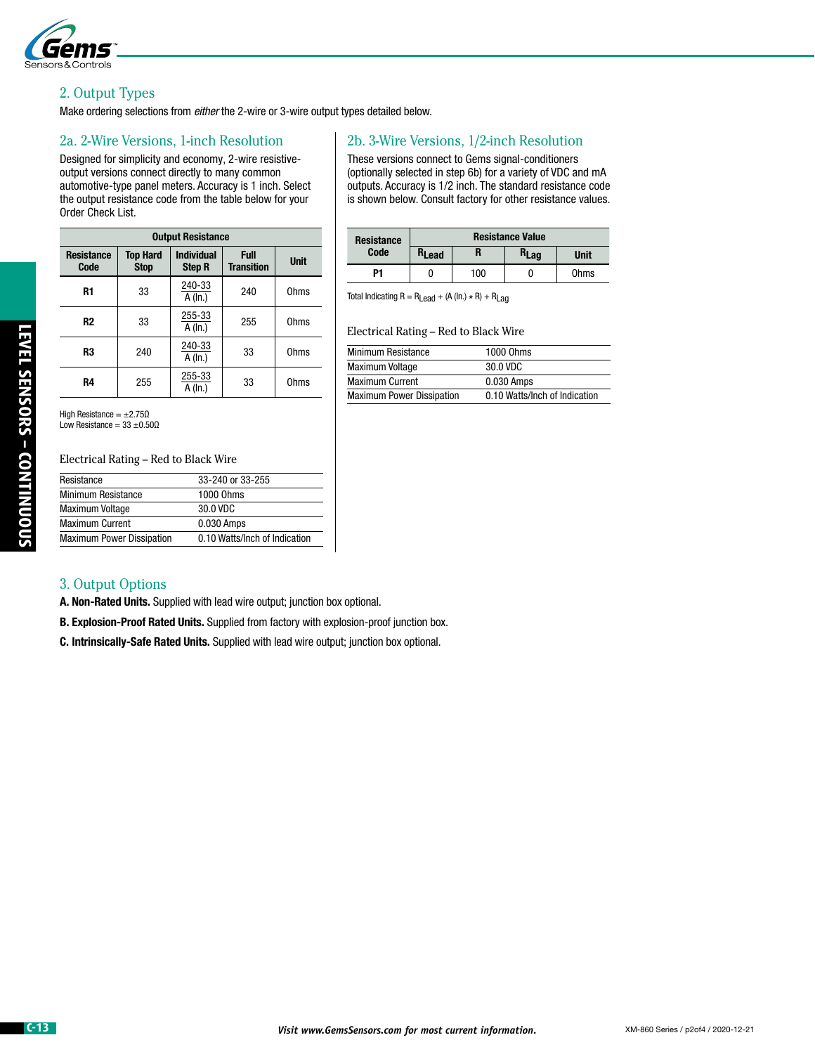## 2. Output Types

Make ordering selections from *either* the 2-wire or 3-wire output types detailed below.

### 2a. 2-Wire Versions, 1-inch Resolution

Designed for simplicity and economy, 2-wire resistive-output versions connect directly to many common automotive-type panel meters. Accuracy is 1 inch. Select the output resistance code from the table below for your Order Check List.

| Output Resistance | | | | |
|---|---|---|---|---|
| **Resistance Code** | **Top Hard Stop** | **Individual Step R** | **Full Transition** | **Unit** |
| **R1** | 33 | $\frac{240-33}{A\ (\text{In.})}$ | 240 | Ohms |
| **R2** | 33 | $\frac{255-33}{A\ (\text{In.})}$ | 255 | Ohms |
| **R3** | 240 | $\frac{240-33}{A\ (\text{In.})}$ | 33 | Ohms |
| **R4** | 255 | $\frac{255-33}{A\ (\text{In.})}$ | 33 | Ohms |

High Resistance = ±2.75Ω
Low Resistance = 33 ±0.50Ω

#### Electrical Rating – Red to Black Wire

| | |
|---|---|
| Resistance | 33-240 or 33-255 |
| Minimum Resistance | 1000 Ohms |
| Maximum Voltage | 30.0 VDC |
| Maximum Current | 0.030 Amps |
| Maximum Power Dissipation | 0.10 Watts/Inch of Indication |

### 2b. 3-Wire Versions, 1/2-inch Resolution

These versions connect to Gems signal-conditioners (optionally selected in step 6b) for a variety of VDC and mA outputs. Accuracy is 1/2 inch. The standard resistance code is shown below. Consult factory for other resistance values.

| Resistance Code | Resistance Value | | | |
|---|---|---|---|---|
| | $R_{Lead}$ | R | $R_{Lag}$ | Unit |
| **P1** | 0 | 100 | 0 | Ohms |

Total Indicating $R = R_{Lead} + (A\ (\text{In.}) * R) + R_{Lag}$

#### Electrical Rating – Red to Black Wire

| | |
|---|---|
| Minimum Resistance | 1000 Ohms |
| Maximum Voltage | 30.0 VDC |
| Maximum Current | 0.030 Amps |
| Maximum Power Dissipation | 0.10 Watts/Inch of Indication |

## 3. Output Options

**A. Non-Rated Units.** Supplied with lead wire output; junction box optional.

**B. Explosion-Proof Rated Units.** Supplied from factory with explosion-proof junction box.

**C. Intrinsically-Safe Rated Units.** Supplied with lead wire output; junction box optional.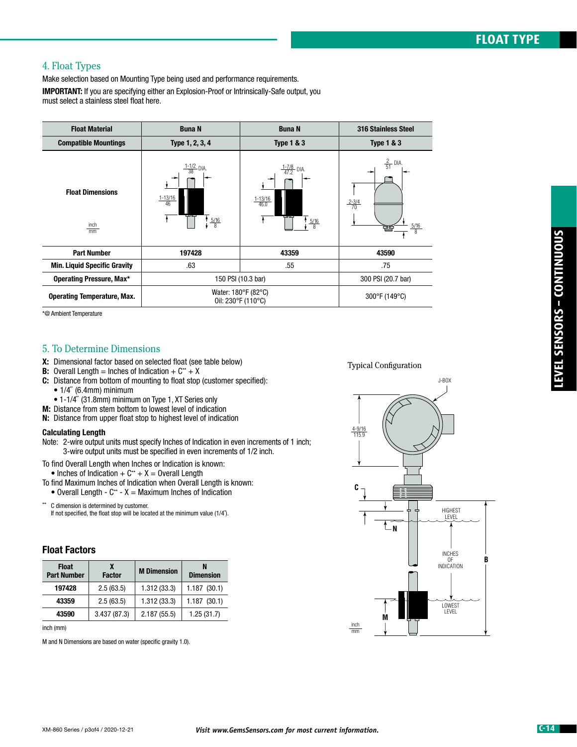## FLOAT TYPE

### 4. Float Types

Make selection based on Mounting Type being used and performance requirements.

**IMPORTANT:** If you are specifying either an Explosion-Proof or Intrinsically-Safe output, you must select a stainless steel float here.

| Float Material | Buna N | Buna N | 316 Stainless Steel |
|---|---|---|---|
| **Compatible Mountings** | **Type 1, 2, 3, 4** | **Type 1 & 3** | **Type 1 & 3** |
| **Float Dimensions** (inch / mm) | 1-1/2 (38) DIA.; 1-13/16 (46); 5/16 (8) | 1-7/8 (47.2) DIA.; 1-13/16 (46.0); 5/16 (8) | 2 (51) DIA.; 2-3/4 (70); 5/16 (8) |
| **Part Number** | **197428** | **43359** | **43590** |
| **Min. Liquid Specific Gravity** | .63 | .55 | .75 |
| **Operating Pressure, Max*** | 150 PSI (10.3 bar) | 150 PSI (10.3 bar) | 300 PSI (20.7 bar) |
| **Operating Temperature, Max.** | Water: 180°F (82°C) Oil: 230°F (110°C) | Water: 180°F (82°C) Oil: 230°F (110°C) | 300°F (149°C) |

*@ Ambient Temperature

### 5. To Determine Dimensions

**X:** Dimensional factor based on selected float (see table below)
**B:** Overall Length = Inches of Indication + C** + X
**C:** Distance from bottom of mounting to float stop (customer specified):
- 1/4″ (6.4mm) minimum
- 1-1/4″ (31.8mm) minimum on Type 1, XT Series only

**M:** Distance from stem bottom to lowest level of indication
**N:** Distance from upper float stop to highest level of indication

#### Calculating Length

Note: 2-wire output units must specify Inches of Indication in even increments of 1 inch; 3-wire output units must be specified in even increments of 1/2 inch.

To find Overall Length when Inches or Indication is known:
- Inches of Indication + C** + X = Overall Length

To find Maximum Inches of Indication when Overall Length is known:
- Overall Length - C** - X = Maximum Inches of Indication

** C dimension is determined by customer. If not specified, the float stop will be located at the minimum value (1/4″).

Typical Configuration

J-BOX; 4-9/16 (115.9); C; HIGHEST LEVEL; N; INCHES OF INDICATION; B; LOWEST LEVEL; M; inch / mm

#### Float Factors

| Float Part Number | X Factor | M Dimension | N Dimension |
|---|---|---|---|
| **197428** | 2.5 (63.5) | 1.312 (33.3) | 1.187 (30.1) |
| **43359** | 2.5 (63.5) | 1.312 (33.3) | 1.187 (30.1) |
| **43590** | 3.437 (87.3) | 2.187 (55.5) | 1.25 (31.7) |

inch (mm)

M and N Dimensions are based on water (specific gravity 1.0).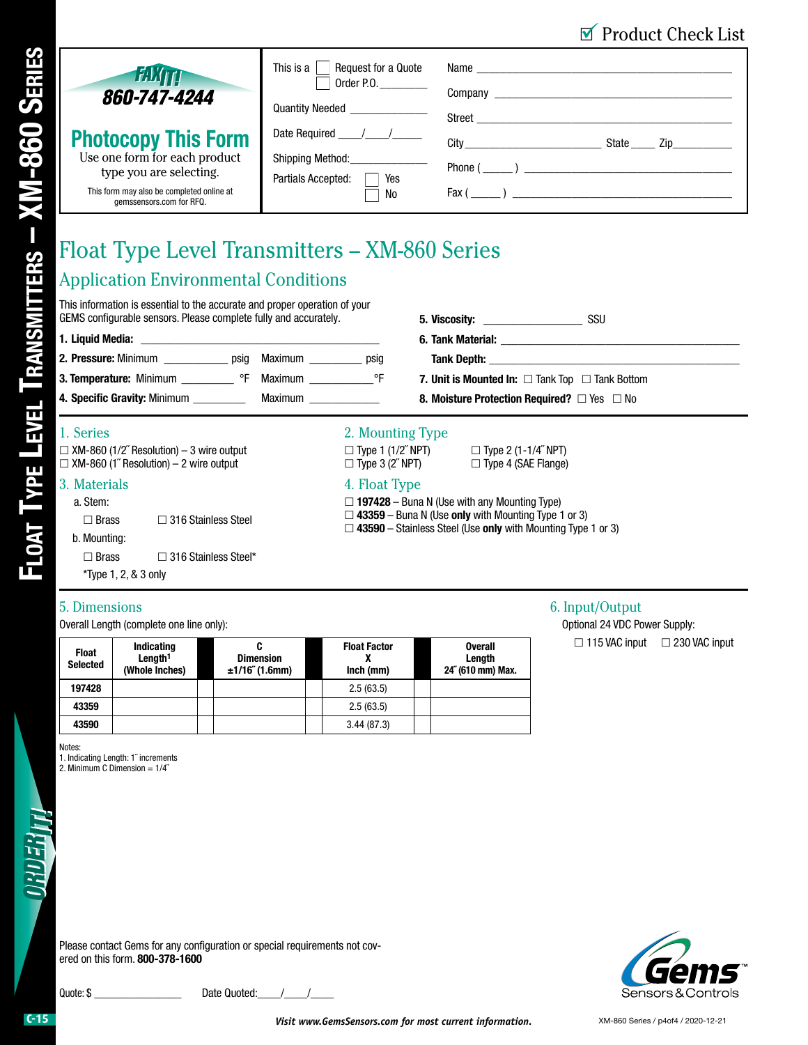☑ Product Check List

**FAX IT! 860-747-4244**

**Photocopy This Form**
Use one form for each product type you are selecting.

This form may also be completed online at gemssensors.com for RFQ.

This is a ☐ Request for a Quote
☐ Order P.O. ________

Quantity Needed ____________

Date Required ____/____/_____

Shipping Method:____________

Partials Accepted: ☐ Yes ☐ No

Name ______________________________

Company ______________________________

Street ______________________________

City ______________________ State ____ Zip__________

Phone ( _____ ) ______________________________

Fax ( _____ ) ______________________________

# Float Type Level Transmitters – XM-860 Series

## Application Environmental Conditions

This information is essential to the accurate and proper operation of your GEMS configurable sensors. Please complete fully and accurately.

**1. Liquid Media:** ______________________________

**2. Pressure:** Minimum ___________ psig Maximum __________ psig

**3. Temperature:** Minimum _________ °F Maximum ___________°F

**4. Specific Gravity:** Minimum _________ Maximum ____________

**5. Viscosity:** ________________ SSU

**6. Tank Material:** ______________________________

**Tank Depth:** ______________________________

**7. Unit is Mounted In:** ☐ Tank Top ☐ Tank Bottom

**8. Moisture Protection Required?** ☐ Yes ☐ No

## 1. Series

☐ XM-860 (1/2˝ Resolution) – 3 wire output
☐ XM-860 (1˝ Resolution) – 2 wire output

## 2. Mounting Type

☐ Type 1 (1/2˝ NPT) ☐ Type 2 (1-1/4˝ NPT)
☐ Type 3 (2˝ NPT) ☐ Type 4 (SAE Flange)

## 3. Materials

a. Stem:

☐ Brass ☐ 316 Stainless Steel

b. Mounting:

☐ Brass ☐ 316 Stainless Steel*

*Type 1, 2, & 3 only

## 4. Float Type

☐ **197428** – Buna N (Use with any Mounting Type)
☐ **43359** – Buna N (Use **only** with Mounting Type 1 or 3)
☐ **43590** – Stainless Steel (Use **only** with Mounting Type 1 or 3)

## 5. Dimensions

Overall Length (complete one line only):

| Float Selected | Indicating Length[1] (Whole Inches) | | C Dimension ±1/16˝ (1.6mm) | | Float Factor X Inch (mm) | | Overall Length 24˝ (610 mm) Max. |
|---|---|---|---|---|---|---|---|
| **197428** | | | | | 2.5 (63.5) | | |
| **43359** | | | | | 2.5 (63.5) | | |
| **43590** | | | | | 3.44 (87.3) | | |

Notes:
1. Indicating Length: 1˝ increments
2. Minimum C Dimension = 1/4˝

## 6. Input/Output

Optional 24 VDC Power Supply:

☐ 115 VAC input ☐ 230 VAC input

Please contact Gems for any configuration or special requirements not covered on this form. **800-378-1600**

Quote: $ ________________ Date Quoted:____/____/____

*Visit www.GemsSensors.com for most current information.*

XM-860 Series / p4of4 / 2020-12-21